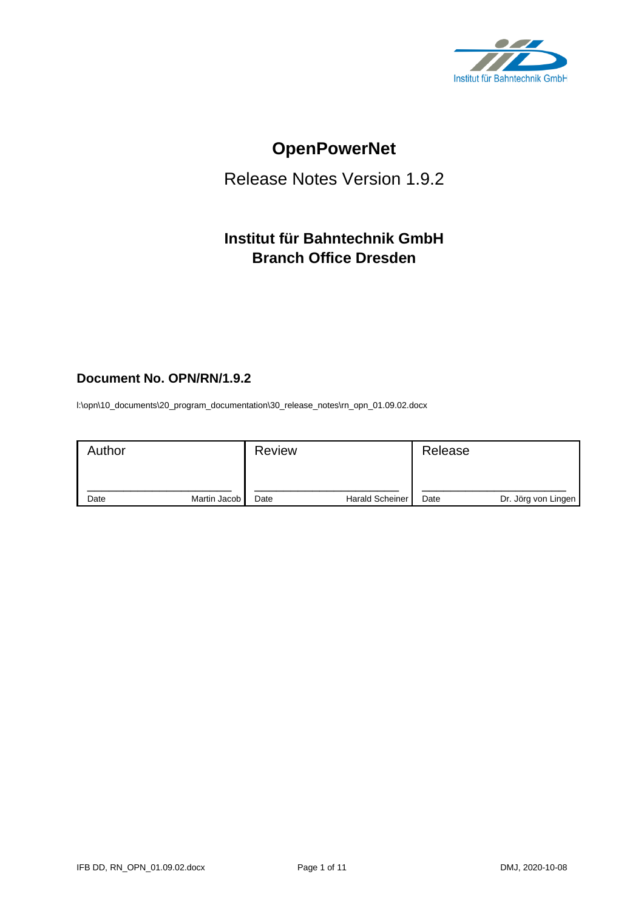Institut für Bahntechnik GmbH

# OpenPowerNet

## Release Notes Version 1.9.2

### Institut für Bahntechnik GmbH
### Branch Office Dresden

**Document No. OPN/RN/1.9.2**

I:\opn\10_documents\20_program_documentation\30_release_notes\rn_opn_01.09.02.docx

| Author | | Review | | Release | |
|---|---|---|---|---|---|
| ______________________ | | ______________________ | | ______________________ | |
| Date | Martin Jacob | Date | Harald Scheiner | Date | Dr. Jörg von Lingen |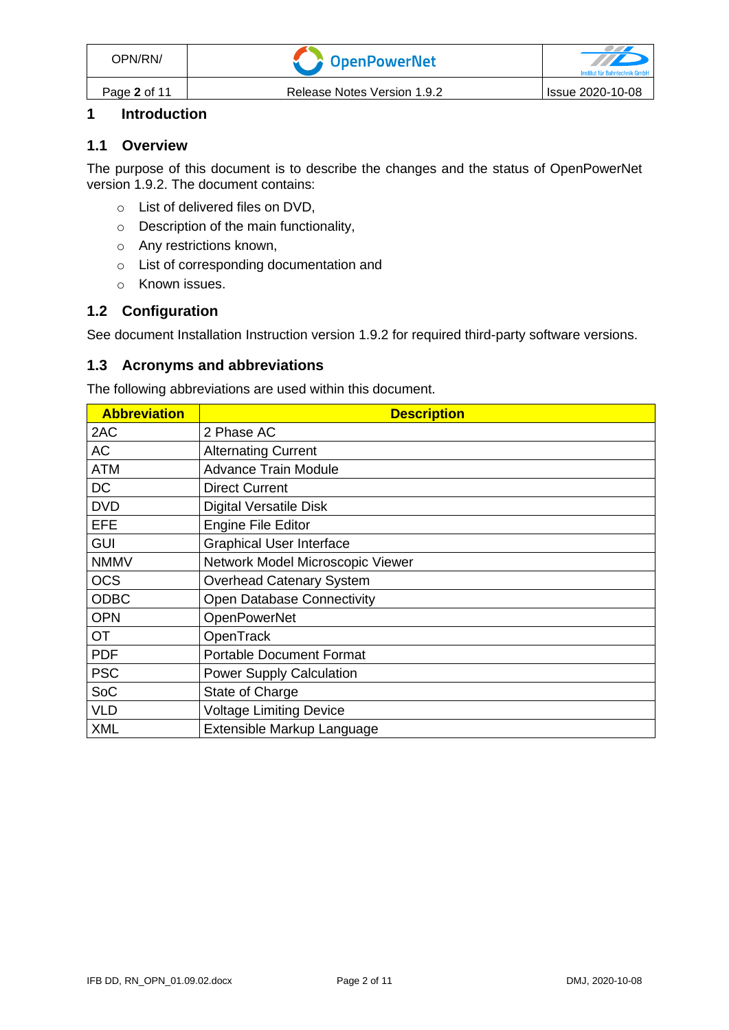# 1 Introduction

## 1.1 Overview

The purpose of this document is to describe the changes and the status of OpenPowerNet version 1.9.2. The document contains:

- List of delivered files on DVD,
- Description of the main functionality,
- Any restrictions known,
- List of corresponding documentation and
- Known issues.

## 1.2 Configuration

See document Installation Instruction version 1.9.2 for required third-party software versions.

## 1.3 Acronyms and abbreviations

The following abbreviations are used within this document.

| Abbreviation | Description |
|---|---|
| 2AC | 2 Phase AC |
| AC | Alternating Current |
| ATM | Advance Train Module |
| DC | Direct Current |
| DVD | Digital Versatile Disk |
| EFE | Engine File Editor |
| GUI | Graphical User Interface |
| NMMV | Network Model Microscopic Viewer |
| OCS | Overhead Catenary System |
| ODBC | Open Database Connectivity |
| OPN | OpenPowerNet |
| OT | OpenTrack |
| PDF | Portable Document Format |
| PSC | Power Supply Calculation |
| SoC | State of Charge |
| VLD | Voltage Limiting Device |
| XML | Extensible Markup Language |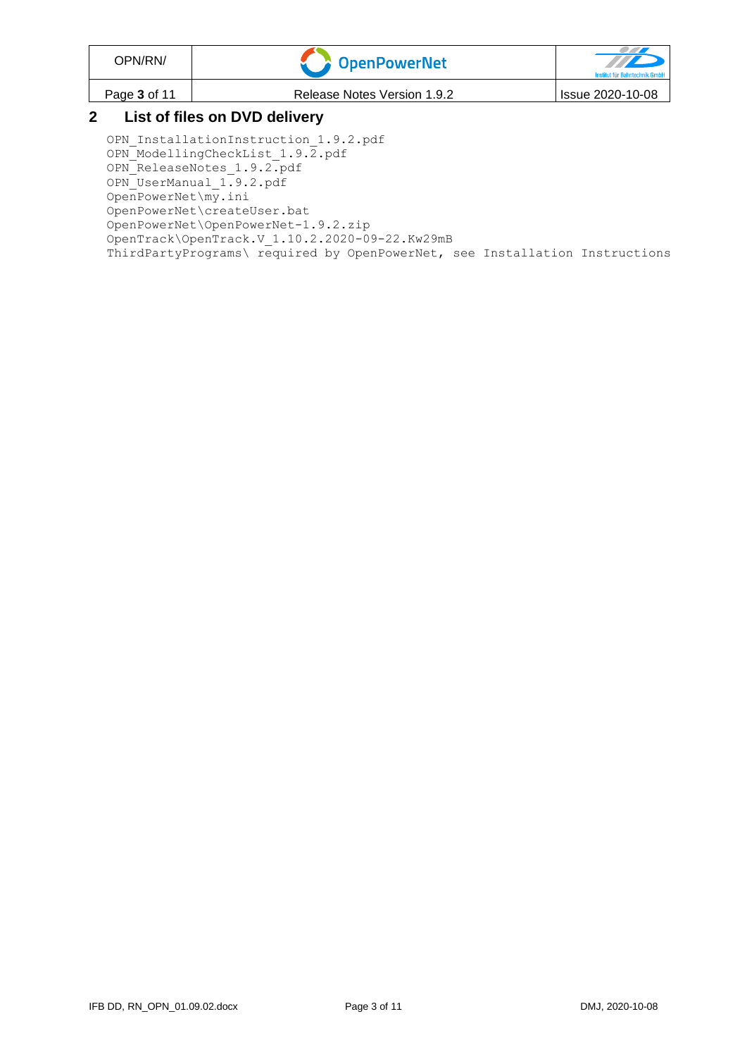## 2 List of files on DVD delivery

```
OPN_InstallationInstruction_1.9.2.pdf
OPN_ModellingCheckList_1.9.2.pdf
OPN_ReleaseNotes_1.9.2.pdf
OPN_UserManual_1.9.2.pdf
OpenPowerNet\my.ini
OpenPowerNet\createUser.bat
OpenPowerNet\OpenPowerNet-1.9.2.zip
OpenTrack\OpenTrack.V_1.10.2.2020-09-22.Kw29mB
ThirdPartyPrograms\ required by OpenPowerNet, see Installation Instructions
```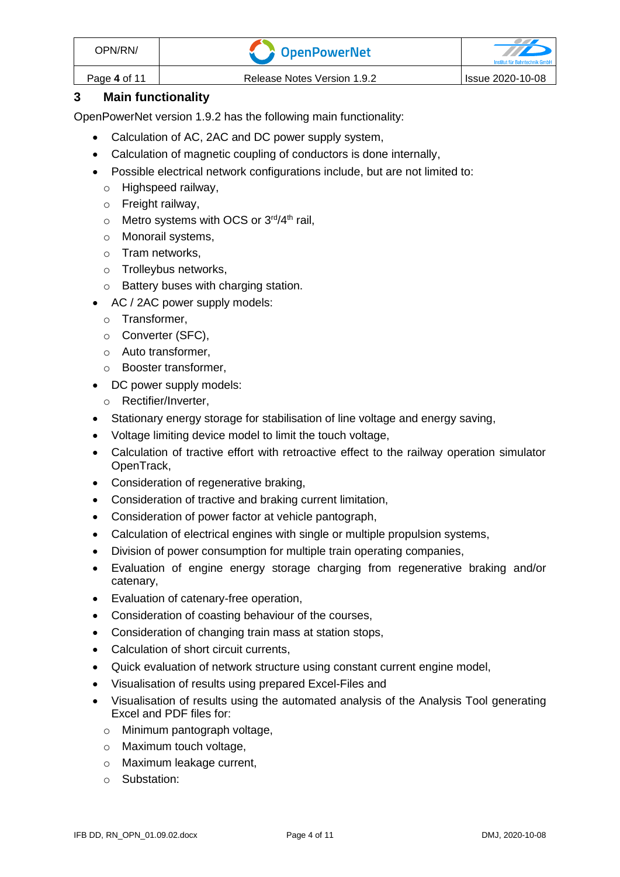## 3 Main functionality

OpenPowerNet version 1.9.2 has the following main functionality:

- Calculation of AC, 2AC and DC power supply system,
- Calculation of magnetic coupling of conductors is done internally,
- Possible electrical network configurations include, but are not limited to:
  - Highspeed railway,
  - Freight railway,
  - Metro systems with OCS or 3rd/4th rail,
  - Monorail systems,
  - Tram networks,
  - Trolleybus networks,
  - Battery buses with charging station.
- AC / 2AC power supply models:
  - Transformer,
  - Converter (SFC),
  - Auto transformer,
  - Booster transformer,
- DC power supply models:
  - Rectifier/Inverter,
- Stationary energy storage for stabilisation of line voltage and energy saving,
- Voltage limiting device model to limit the touch voltage,
- Calculation of tractive effort with retroactive effect to the railway operation simulator OpenTrack,
- Consideration of regenerative braking,
- Consideration of tractive and braking current limitation,
- Consideration of power factor at vehicle pantograph,
- Calculation of electrical engines with single or multiple propulsion systems,
- Division of power consumption for multiple train operating companies,
- Evaluation of engine energy storage charging from regenerative braking and/or catenary,
- Evaluation of catenary-free operation,
- Consideration of coasting behaviour of the courses,
- Consideration of changing train mass at station stops,
- Calculation of short circuit currents,
- Quick evaluation of network structure using constant current engine model,
- Visualisation of results using prepared Excel-Files and
- Visualisation of results using the automated analysis of the Analysis Tool generating Excel and PDF files for:
  - Minimum pantograph voltage,
  - Maximum touch voltage,
  - Maximum leakage current,
  - Substation: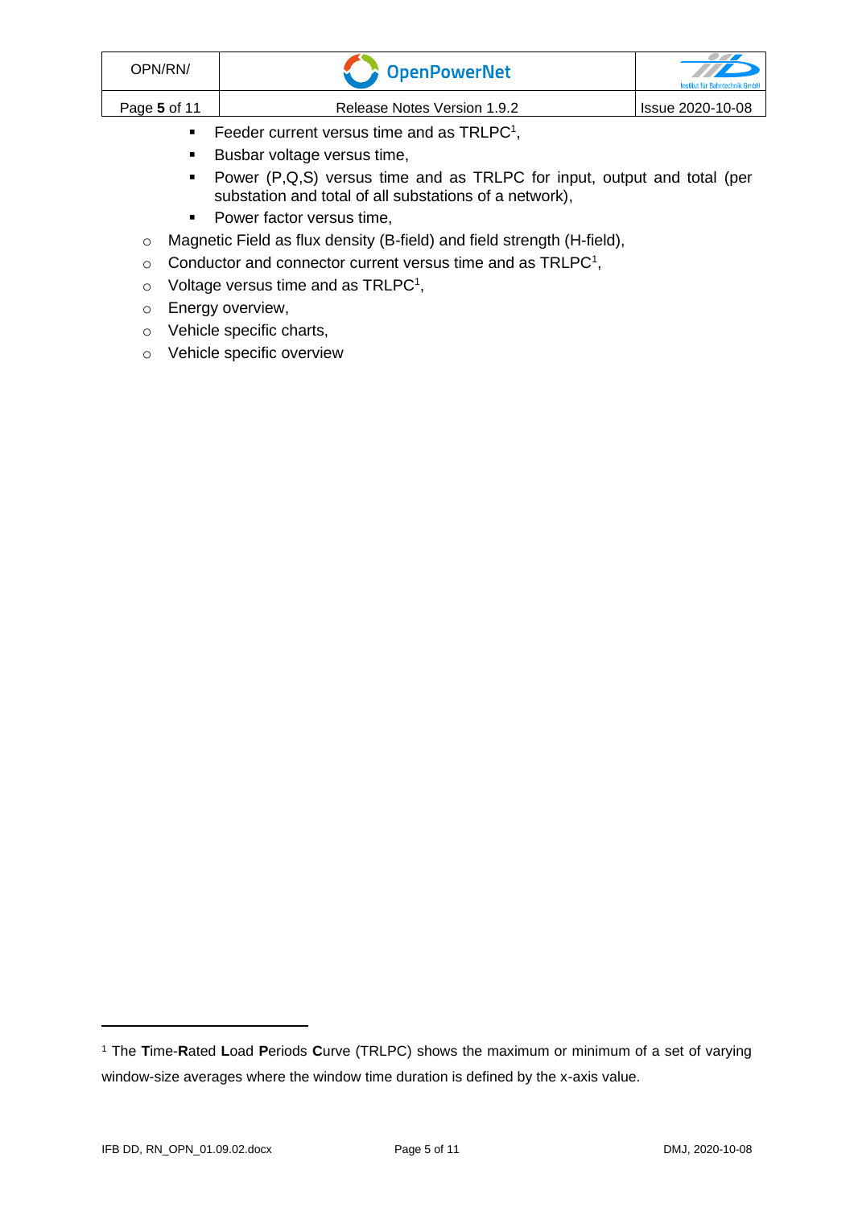- Feeder current versus time and as TRLPC[1],
    - Busbar voltage versus time,
    - Power (P,Q,S) versus time and as TRLPC for input, output and total (per substation and total of all substations of a network),
    - Power factor versus time,
  - Magnetic Field as flux density (B-field) and field strength (H-field),
  - Conductor and connector current versus time and as TRLPC[1],
  - Voltage versus time and as TRLPC[1],
  - Energy overview,
  - Vehicle specific charts,
  - Vehicle specific overview

---

[1] The **T**ime-**R**ated **L**oad **P**eriods **C**urve (TRLPC) shows the maximum or minimum of a set of varying window-size averages where the window time duration is defined by the x-axis value.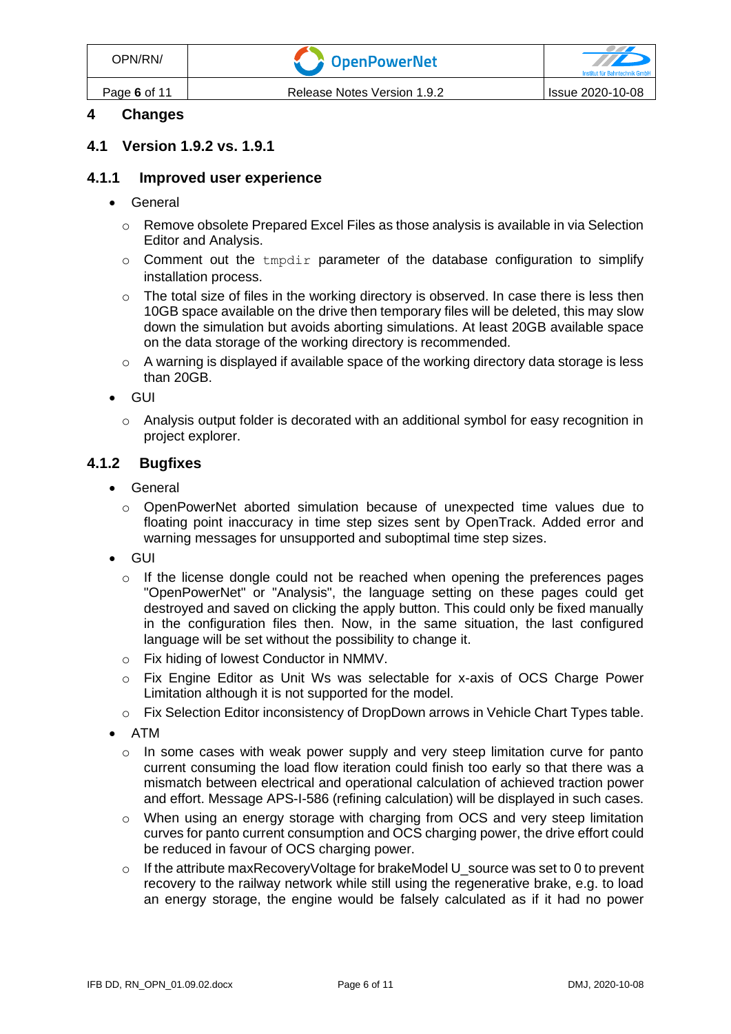# 4 Changes

## 4.1 Version 1.9.2 vs. 1.9.1

### 4.1.1 Improved user experience

- General
  - Remove obsolete Prepared Excel Files as those analysis is available in via Selection Editor and Analysis.
  - Comment out the `tmpdir` parameter of the database configuration to simplify installation process.
  - The total size of files in the working directory is observed. In case there is less then 10GB space available on the drive then temporary files will be deleted, this may slow down the simulation but avoids aborting simulations. At least 20GB available space on the data storage of the working directory is recommended.
  - A warning is displayed if available space of the working directory data storage is less than 20GB.
- GUI
  - Analysis output folder is decorated with an additional symbol for easy recognition in project explorer.

### 4.1.2 Bugfixes

- General
  - OpenPowerNet aborted simulation because of unexpected time values due to floating point inaccuracy in time step sizes sent by OpenTrack. Added error and warning messages for unsupported and suboptimal time step sizes.
- GUI
  - If the license dongle could not be reached when opening the preferences pages "OpenPowerNet" or "Analysis", the language setting on these pages could get destroyed and saved on clicking the apply button. This could only be fixed manually in the configuration files then. Now, in the same situation, the last configured language will be set without the possibility to change it.
  - Fix hiding of lowest Conductor in NMMV.
  - Fix Engine Editor as Unit Ws was selectable for x-axis of OCS Charge Power Limitation although it is not supported for the model.
  - Fix Selection Editor inconsistency of DropDown arrows in Vehicle Chart Types table.
- ATM
  - In some cases with weak power supply and very steep limitation curve for panto current consuming the load flow iteration could finish too early so that there was a mismatch between electrical and operational calculation of achieved traction power and effort. Message APS-I-586 (refining calculation) will be displayed in such cases.
  - When using an energy storage with charging from OCS and very steep limitation curves for panto current consumption and OCS charging power, the drive effort could be reduced in favour of OCS charging power.
  - If the attribute maxRecoveryVoltage for brakeModel U_source was set to 0 to prevent recovery to the railway network while still using the regenerative brake, e.g. to load an energy storage, the engine would be falsely calculated as if it had no power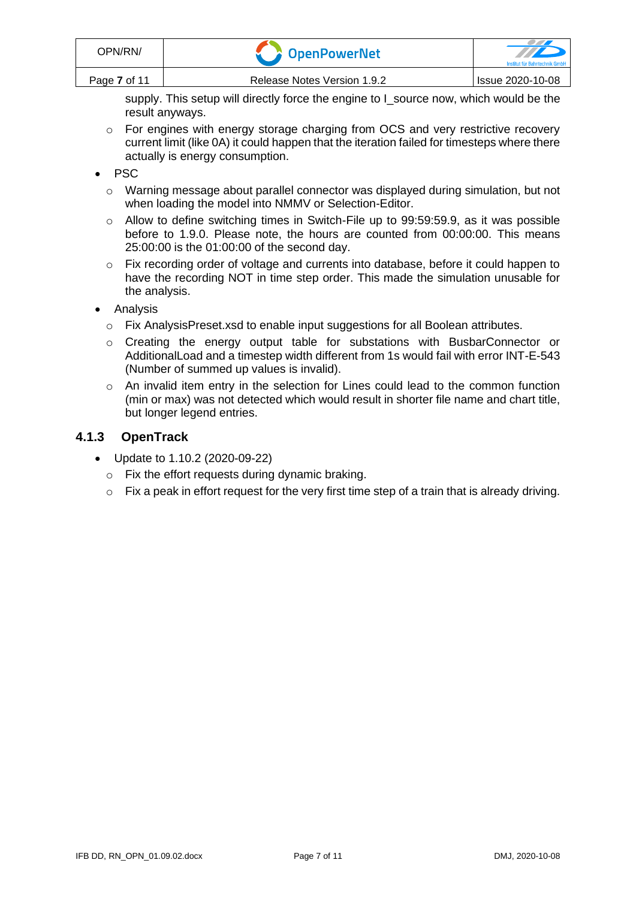supply. This setup will directly force the engine to I_source now, which would be the result anyways.

  - For engines with energy storage charging from OCS and very restrictive recovery current limit (like 0A) it could happen that the iteration failed for timesteps where there actually is energy consumption.

- PSC
  - Warning message about parallel connector was displayed during simulation, but not when loading the model into NMMV or Selection-Editor.
  - Allow to define switching times in Switch-File up to 99:59:59.9, as it was possible before to 1.9.0. Please note, the hours are counted from 00:00:00. This means 25:00:00 is the 01:00:00 of the second day.
  - Fix recording order of voltage and currents into database, before it could happen to have the recording NOT in time step order. This made the simulation unusable for the analysis.
- Analysis
  - Fix AnalysisPreset.xsd to enable input suggestions for all Boolean attributes.
  - Creating the energy output table for substations with BusbarConnector or AdditionalLoad and a timestep width different from 1s would fail with error INT-E-543 (Number of summed up values is invalid).
  - An invalid item entry in the selection for Lines could lead to the common function (min or max) was not detected which would result in shorter file name and chart title, but longer legend entries.

### 4.1.3 OpenTrack

- Update to 1.10.2 (2020-09-22)
  - Fix the effort requests during dynamic braking.
  - Fix a peak in effort request for the very first time step of a train that is already driving.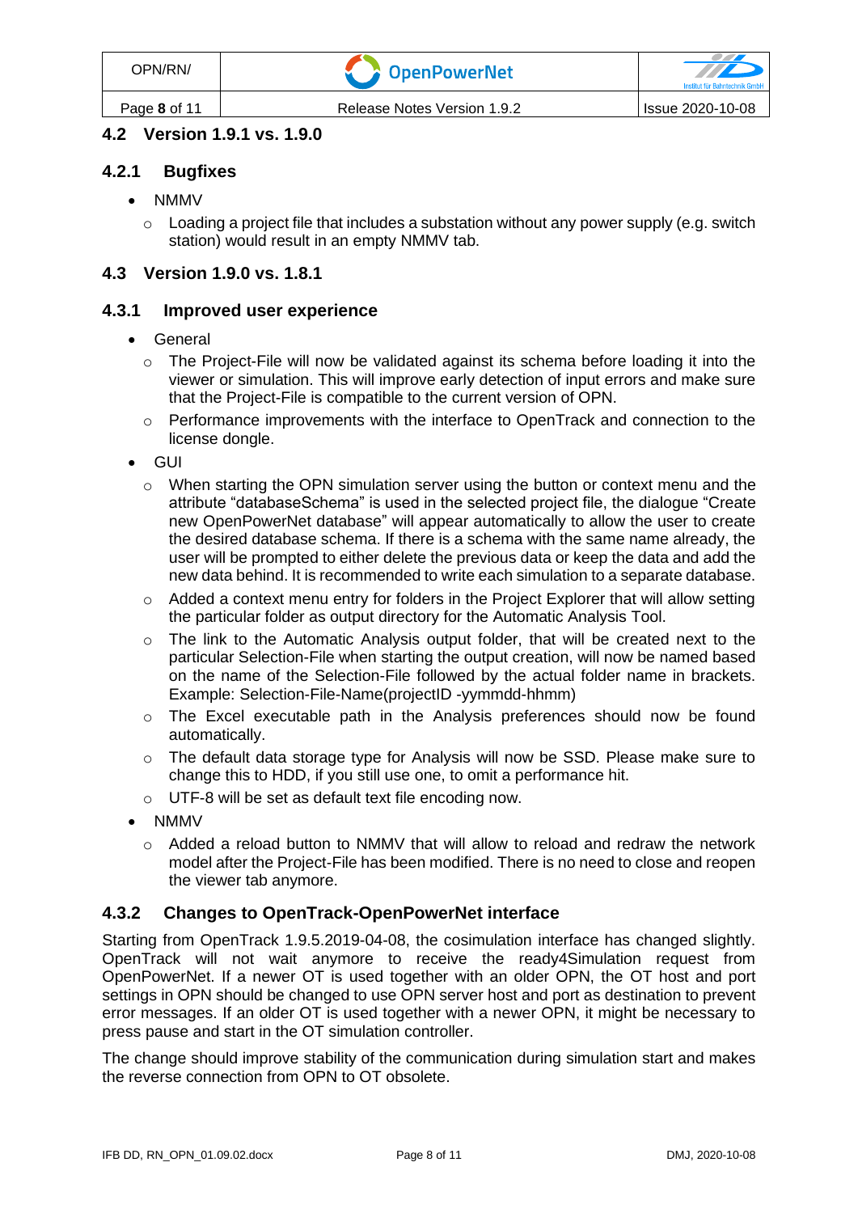## 4.2 Version 1.9.1 vs. 1.9.0

### 4.2.1 Bugfixes

- NMMV
  - Loading a project file that includes a substation without any power supply (e.g. switch station) would result in an empty NMMV tab.

## 4.3 Version 1.9.0 vs. 1.8.1

### 4.3.1 Improved user experience

- General
  - The Project-File will now be validated against its schema before loading it into the viewer or simulation. This will improve early detection of input errors and make sure that the Project-File is compatible to the current version of OPN.
  - Performance improvements with the interface to OpenTrack and connection to the license dongle.
- GUI
  - When starting the OPN simulation server using the button or context menu and the attribute "databaseSchema" is used in the selected project file, the dialogue "Create new OpenPowerNet database" will appear automatically to allow the user to create the desired database schema. If there is a schema with the same name already, the user will be prompted to either delete the previous data or keep the data and add the new data behind. It is recommended to write each simulation to a separate database.
  - Added a context menu entry for folders in the Project Explorer that will allow setting the particular folder as output directory for the Automatic Analysis Tool.
  - The link to the Automatic Analysis output folder, that will be created next to the particular Selection-File when starting the output creation, will now be named based on the name of the Selection-File followed by the actual folder name in brackets. Example: Selection-File-Name(projectID -yymmdd-hhmm)
  - The Excel executable path in the Analysis preferences should now be found automatically.
  - The default data storage type for Analysis will now be SSD. Please make sure to change this to HDD, if you still use one, to omit a performance hit.
  - UTF-8 will be set as default text file encoding now.
- NMMV
  - Added a reload button to NMMV that will allow to reload and redraw the network model after the Project-File has been modified. There is no need to close and reopen the viewer tab anymore.

### 4.3.2 Changes to OpenTrack-OpenPowerNet interface

Starting from OpenTrack 1.9.5.2019-04-08, the cosimulation interface has changed slightly. OpenTrack will not wait anymore to receive the ready4Simulation request from OpenPowerNet. If a newer OT is used together with an older OPN, the OT host and port settings in OPN should be changed to use OPN server host and port as destination to prevent error messages. If an older OT is used together with a newer OPN, it might be necessary to press pause and start in the OT simulation controller.

The change should improve stability of the communication during simulation start and makes the reverse connection from OPN to OT obsolete.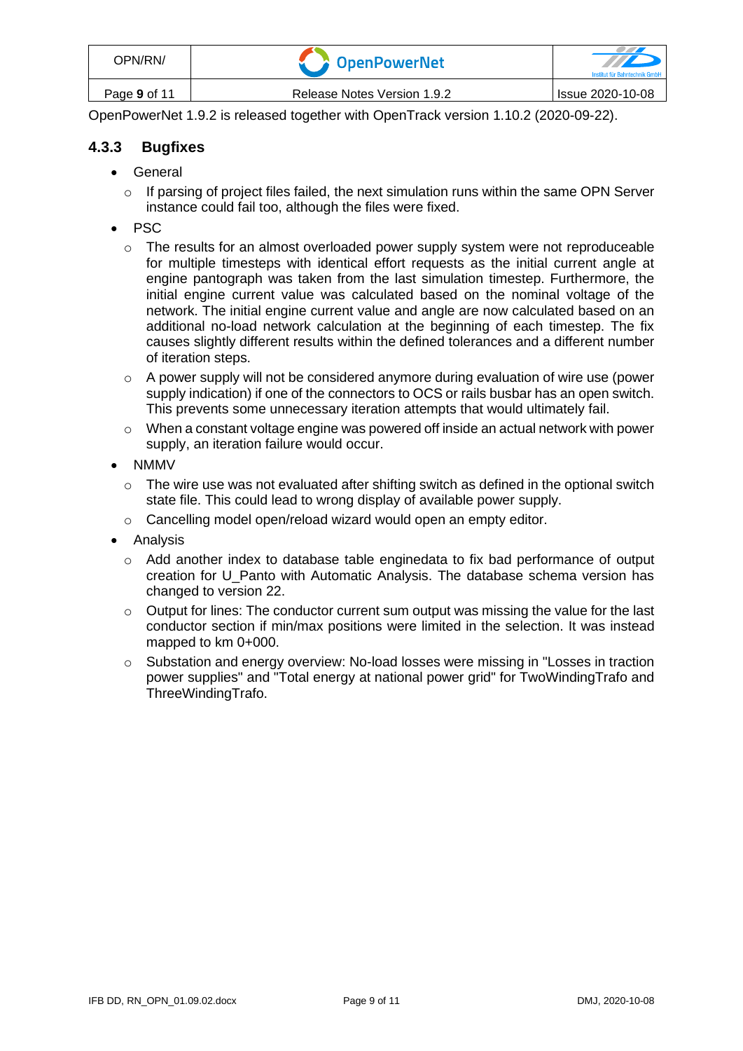OpenPowerNet 1.9.2 is released together with OpenTrack version 1.10.2 (2020-09-22).

### 4.3.3 Bugfixes

- General
  - If parsing of project files failed, the next simulation runs within the same OPN Server instance could fail too, although the files were fixed.
- PSC
  - The results for an almost overloaded power supply system were not reproduceable for multiple timesteps with identical effort requests as the initial current angle at engine pantograph was taken from the last simulation timestep. Furthermore, the initial engine current value was calculated based on the nominal voltage of the network. The initial engine current value and angle are now calculated based on an additional no-load network calculation at the beginning of each timestep. The fix causes slightly different results within the defined tolerances and a different number of iteration steps.
  - A power supply will not be considered anymore during evaluation of wire use (power supply indication) if one of the connectors to OCS or rails busbar has an open switch. This prevents some unnecessary iteration attempts that would ultimately fail.
  - When a constant voltage engine was powered off inside an actual network with power supply, an iteration failure would occur.
- NMMV
  - The wire use was not evaluated after shifting switch as defined in the optional switch state file. This could lead to wrong display of available power supply.
  - Cancelling model open/reload wizard would open an empty editor.
- Analysis
  - Add another index to database table enginedata to fix bad performance of output creation for U_Panto with Automatic Analysis. The database schema version has changed to version 22.
  - Output for lines: The conductor current sum output was missing the value for the last conductor section if min/max positions were limited in the selection. It was instead mapped to km 0+000.
  - Substation and energy overview: No-load losses were missing in "Losses in traction power supplies" and "Total energy at national power grid" for TwoWindingTrafo and ThreeWindingTrafo.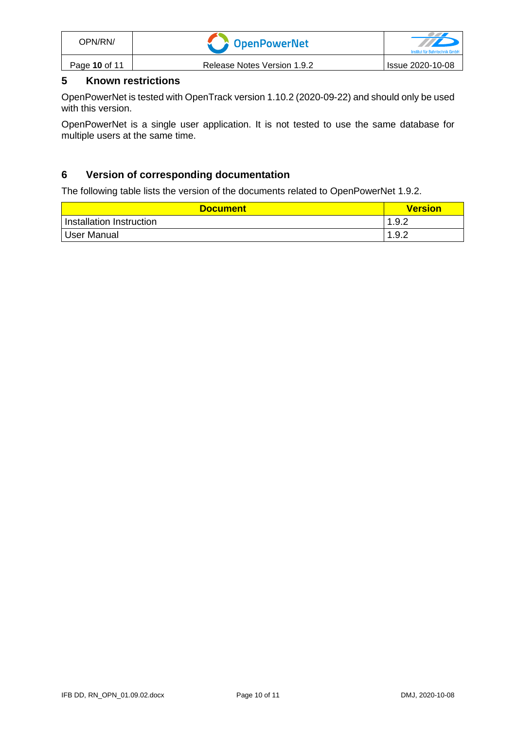## 5 Known restrictions

OpenPowerNet is tested with OpenTrack version 1.10.2 (2020-09-22) and should only be used with this version.

OpenPowerNet is a single user application. It is not tested to use the same database for multiple users at the same time.

## 6 Version of corresponding documentation

The following table lists the version of the documents related to OpenPowerNet 1.9.2.

| Document | Version |
|---|---|
| Installation Instruction | 1.9.2 |
| User Manual | 1.9.2 |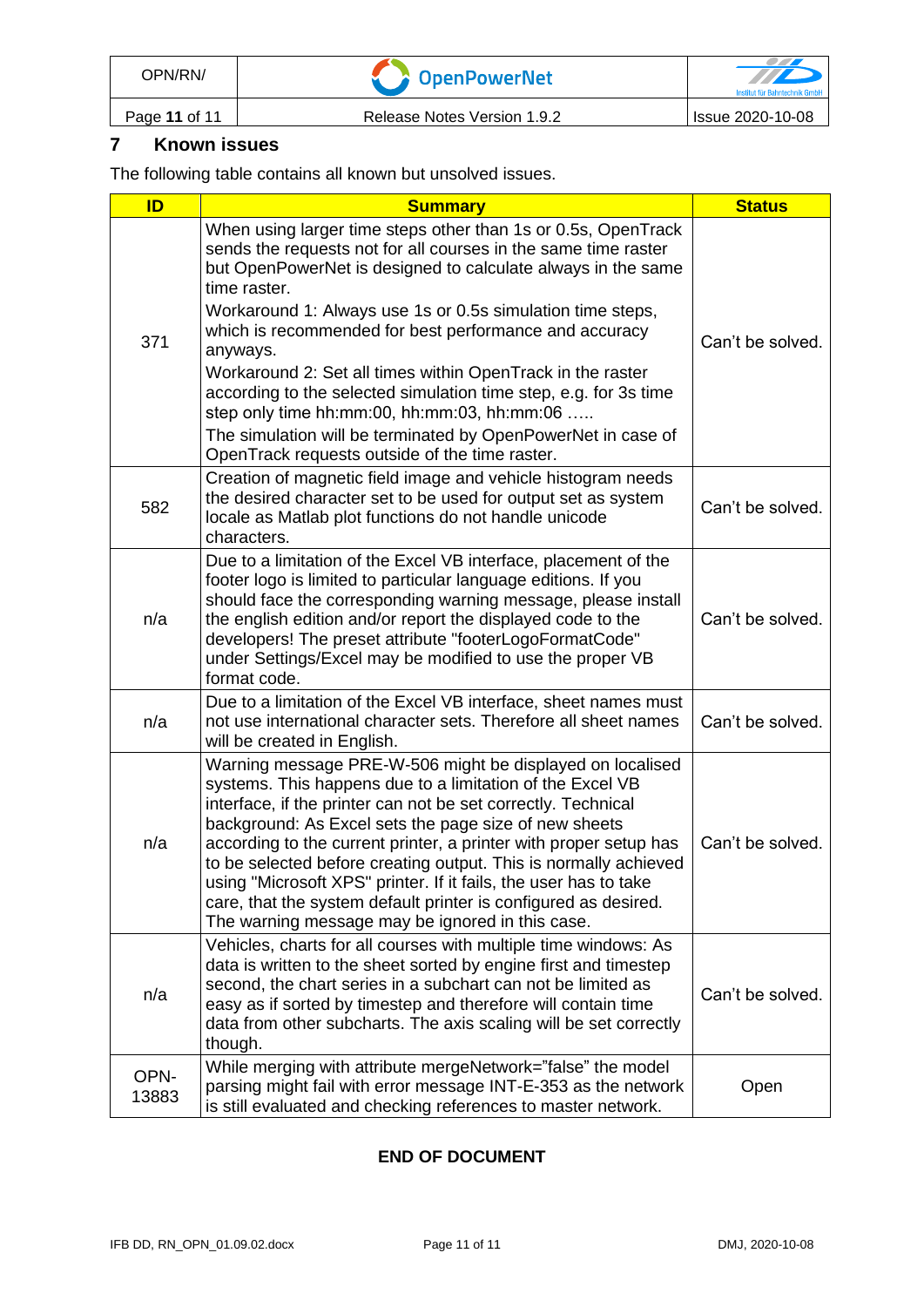## 7 Known issues

The following table contains all known but unsolved issues.

| ID | Summary | Status |
|---|---|---|
| 371 | When using larger time steps other than 1s or 0.5s, OpenTrack sends the requests not for all courses in the same time raster but OpenPowerNet is designed to calculate always in the same time raster.<br>Workaround 1: Always use 1s or 0.5s simulation time steps, which is recommended for best performance and accuracy anyways.<br>Workaround 2: Set all times within OpenTrack in the raster according to the selected simulation time step, e.g. for 3s time step only time hh:mm:00, hh:mm:03, hh:mm:06 …..<br>The simulation will be terminated by OpenPowerNet in case of OpenTrack requests outside of the time raster. | Can't be solved. |
| 582 | Creation of magnetic field image and vehicle histogram needs the desired character set to be used for output set as system locale as Matlab plot functions do not handle unicode characters. | Can't be solved. |
| n/a | Due to a limitation of the Excel VB interface, placement of the footer logo is limited to particular language editions. If you should face the corresponding warning message, please install the english edition and/or report the displayed code to the developers! The preset attribute "footerLogoFormatCode" under Settings/Excel may be modified to use the proper VB format code. | Can't be solved. |
| n/a | Due to a limitation of the Excel VB interface, sheet names must not use international character sets. Therefore all sheet names will be created in English. | Can't be solved. |
| n/a | Warning message PRE-W-506 might be displayed on localised systems. This happens due to a limitation of the Excel VB interface, if the printer can not be set correctly. Technical background: As Excel sets the page size of new sheets according to the current printer, a printer with proper setup has to be selected before creating output. This is normally achieved using "Microsoft XPS" printer. If it fails, the user has to take care, that the system default printer is configured as desired. The warning message may be ignored in this case. | Can't be solved. |
| n/a | Vehicles, charts for all courses with multiple time windows: As data is written to the sheet sorted by engine first and timestep second, the chart series in a subchart can not be limited as easy as if sorted by timestep and therefore will contain time data from other subcharts. The axis scaling will be set correctly though. | Can't be solved. |
| OPN-13883 | While merging with attribute mergeNetwork="false" the model parsing might fail with error message INT-E-353 as the network is still evaluated and checking references to master network. | Open |

**END OF DOCUMENT**